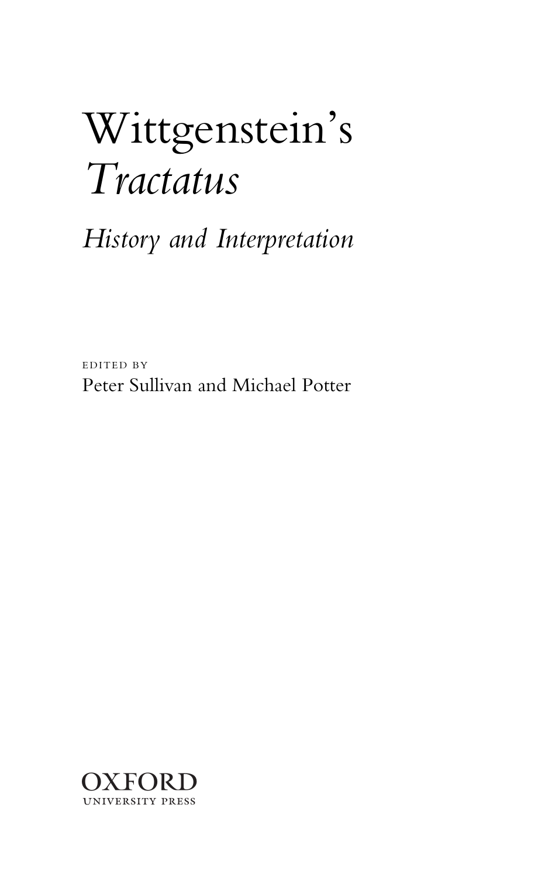# Wittgenstein's *Tractatus*

## *History and Interpretation*

EDITED BY

Peter Sullivan and Michael Potter

OXFORD
UNIVERSITY PRESS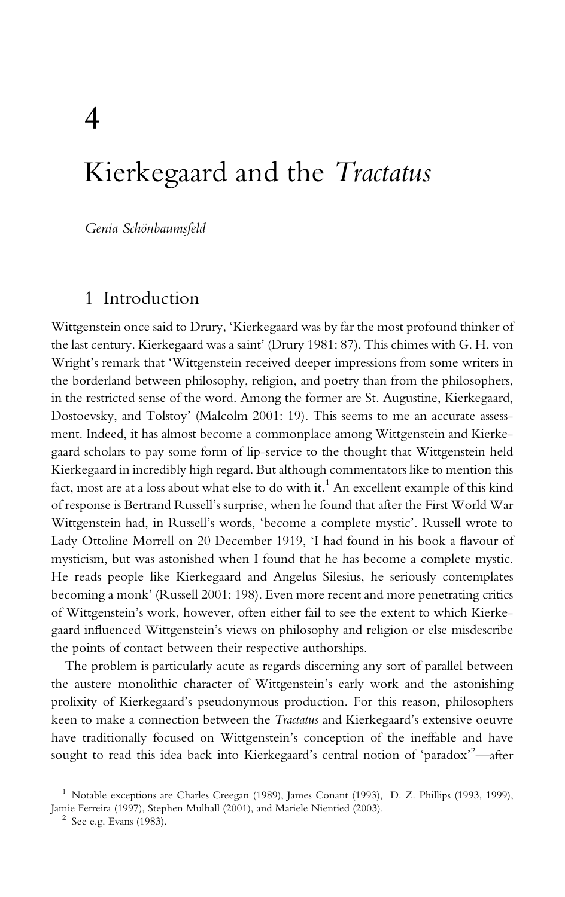# 4

# Kierkegaard and the *Tractatus*

*Genia Schönbaumsfeld*

## 1 Introduction

Wittgenstein once said to Drury, 'Kierkegaard was by far the most profound thinker of the last century. Kierkegaard was a saint' (Drury 1981: 87). This chimes with G. H. von Wright's remark that 'Wittgenstein received deeper impressions from some writers in the borderland between philosophy, religion, and poetry than from the philosophers, in the restricted sense of the word. Among the former are St. Augustine, Kierkegaard, Dostoevsky, and Tolstoy' (Malcolm 2001: 19). This seems to me an accurate assessment. Indeed, it has almost become a commonplace among Wittgenstein and Kierkegaard scholars to pay some form of lip-service to the thought that Wittgenstein held Kierkegaard in incredibly high regard. But although commentators like to mention this fact, most are at a loss about what else to do with it.[1] An excellent example of this kind of response is Bertrand Russell's surprise, when he found that after the First World War Wittgenstein had, in Russell's words, 'become a complete mystic'. Russell wrote to Lady Ottoline Morrell on 20 December 1919, 'I had found in his book a flavour of mysticism, but was astonished when I found that he has become a complete mystic. He reads people like Kierkegaard and Angelus Silesius, he seriously contemplates becoming a monk' (Russell 2001: 198). Even more recent and more penetrating critics of Wittgenstein's work, however, often either fail to see the extent to which Kierkegaard influenced Wittgenstein's views on philosophy and religion or else misdescribe the points of contact between their respective authorships.

The problem is particularly acute as regards discerning any sort of parallel between the austere monolithic character of Wittgenstein's early work and the astonishing prolixity of Kierkegaard's pseudonymous production. For this reason, philosophers keen to make a connection between the *Tractatus* and Kierkegaard's extensive oeuvre have traditionally focused on Wittgenstein's conception of the ineffable and have sought to read this idea back into Kierkegaard's central notion of 'paradox'[2]—after

[1] Notable exceptions are Charles Creegan (1989), James Conant (1993), D. Z. Phillips (1993, 1999), Jamie Ferreira (1997), Stephen Mulhall (2001), and Mariele Nientied (2003).

[2] See e.g. Evans (1983).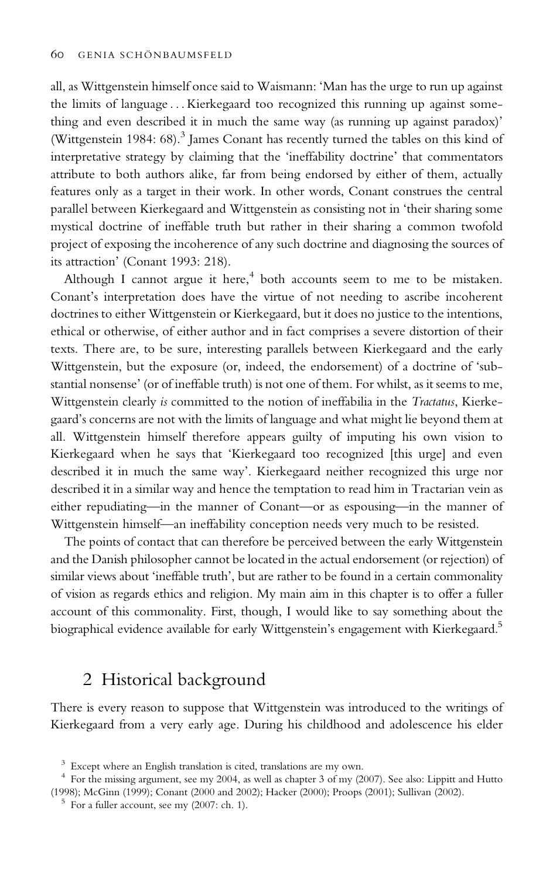all, as Wittgenstein himself once said to Waismann: 'Man has the urge to run up against the limits of language . . . Kierkegaard too recognized this running up against something and even described it in much the same way (as running up against paradox)' (Wittgenstein 1984: 68).[3] James Conant has recently turned the tables on this kind of interpretative strategy by claiming that the 'ineffability doctrine' that commentators attribute to both authors alike, far from being endorsed by either of them, actually features only as a target in their work. In other words, Conant construes the central parallel between Kierkegaard and Wittgenstein as consisting not in 'their sharing some mystical doctrine of ineffable truth but rather in their sharing a common twofold project of exposing the incoherence of any such doctrine and diagnosing the sources of its attraction' (Conant 1993: 218).

Although I cannot argue it here,[4] both accounts seem to me to be mistaken. Conant's interpretation does have the virtue of not needing to ascribe incoherent doctrines to either Wittgenstein or Kierkegaard, but it does no justice to the intentions, ethical or otherwise, of either author and in fact comprises a severe distortion of their texts. There are, to be sure, interesting parallels between Kierkegaard and the early Wittgenstein, but the exposure (or, indeed, the endorsement) of a doctrine of 'substantial nonsense' (or of ineffable truth) is not one of them. For whilst, as it seems to me, Wittgenstein clearly *is* committed to the notion of ineffabilia in the *Tractatus*, Kierkegaard's concerns are not with the limits of language and what might lie beyond them at all. Wittgenstein himself therefore appears guilty of imputing his own vision to Kierkegaard when he says that 'Kierkegaard too recognized [this urge] and even described it in much the same way'. Kierkegaard neither recognized this urge nor described it in a similar way and hence the temptation to read him in Tractarian vein as either repudiating—in the manner of Conant—or as espousing—in the manner of Wittgenstein himself—an ineffability conception needs very much to be resisted.

The points of contact that can therefore be perceived between the early Wittgenstein and the Danish philosopher cannot be located in the actual endorsement (or rejection) of similar views about 'ineffable truth', but are rather to be found in a certain commonality of vision as regards ethics and religion. My main aim in this chapter is to offer a fuller account of this commonality. First, though, I would like to say something about the biographical evidence available for early Wittgenstein's engagement with Kierkegaard.[5]

## 2 Historical background

There is every reason to suppose that Wittgenstein was introduced to the writings of Kierkegaard from a very early age. During his childhood and adolescence his elder

[3] Except where an English translation is cited, translations are my own.

[4] For the missing argument, see my 2004, as well as chapter 3 of my (2007). See also: Lippitt and Hutto (1998); McGinn (1999); Conant (2000 and 2002); Hacker (2000); Proops (2001); Sullivan (2002).

[5] For a fuller account, see my (2007: ch. 1).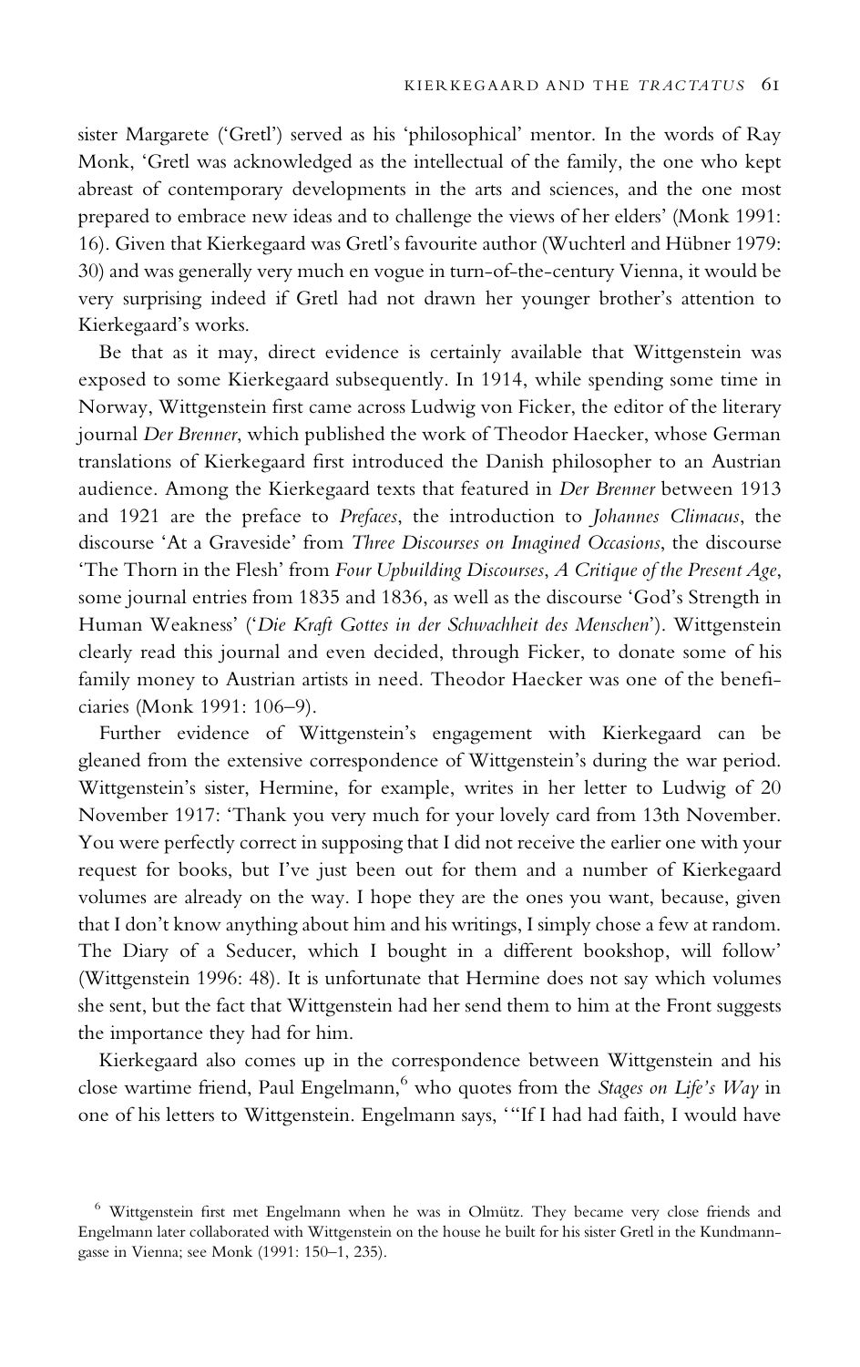sister Margarete ('Gretl') served as his 'philosophical' mentor. In the words of Ray Monk, 'Gretl was acknowledged as the intellectual of the family, the one who kept abreast of contemporary developments in the arts and sciences, and the one most prepared to embrace new ideas and to challenge the views of her elders' (Monk 1991: 16). Given that Kierkegaard was Gretl's favourite author (Wuchterl and Hübner 1979: 30) and was generally very much en vogue in turn-of-the-century Vienna, it would be very surprising indeed if Gretl had not drawn her younger brother's attention to Kierkegaard's works.

Be that as it may, direct evidence is certainly available that Wittgenstein was exposed to some Kierkegaard subsequently. In 1914, while spending some time in Norway, Wittgenstein first came across Ludwig von Ficker, the editor of the literary journal *Der Brenner*, which published the work of Theodor Haecker, whose German translations of Kierkegaard first introduced the Danish philosopher to an Austrian audience. Among the Kierkegaard texts that featured in *Der Brenner* between 1913 and 1921 are the preface to *Prefaces*, the introduction to *Johannes Climacus*, the discourse 'At a Graveside' from *Three Discourses on Imagined Occasions*, the discourse 'The Thorn in the Flesh' from *Four Upbuilding Discourses*, *A Critique of the Present Age*, some journal entries from 1835 and 1836, as well as the discourse 'God's Strength in Human Weakness' ('*Die Kraft Gottes in der Schwachheit des Menschen*'). Wittgenstein clearly read this journal and even decided, through Ficker, to donate some of his family money to Austrian artists in need. Theodor Haecker was one of the beneficiaries (Monk 1991: 106–9).

Further evidence of Wittgenstein's engagement with Kierkegaard can be gleaned from the extensive correspondence of Wittgenstein's during the war period. Wittgenstein's sister, Hermine, for example, writes in her letter to Ludwig of 20 November 1917: 'Thank you very much for your lovely card from 13th November. You were perfectly correct in supposing that I did not receive the earlier one with your request for books, but I've just been out for them and a number of Kierkegaard volumes are already on the way. I hope they are the ones you want, because, given that I don't know anything about him and his writings, I simply chose a few at random. The Diary of a Seducer, which I bought in a different bookshop, will follow' (Wittgenstein 1996: 48). It is unfortunate that Hermine does not say which volumes she sent, but the fact that Wittgenstein had her send them to him at the Front suggests the importance they had for him.

Kierkegaard also comes up in the correspondence between Wittgenstein and his close wartime friend, Paul Engelmann,[6] who quotes from the *Stages on Life's Way* in one of his letters to Wittgenstein. Engelmann says, '"If I had had faith, I would have

[6] Wittgenstein first met Engelmann when he was in Olmütz. They became very close friends and Engelmann later collaborated with Wittgenstein on the house he built for his sister Gretl in the Kundmanngasse in Vienna; see Monk (1991: 150–1, 235).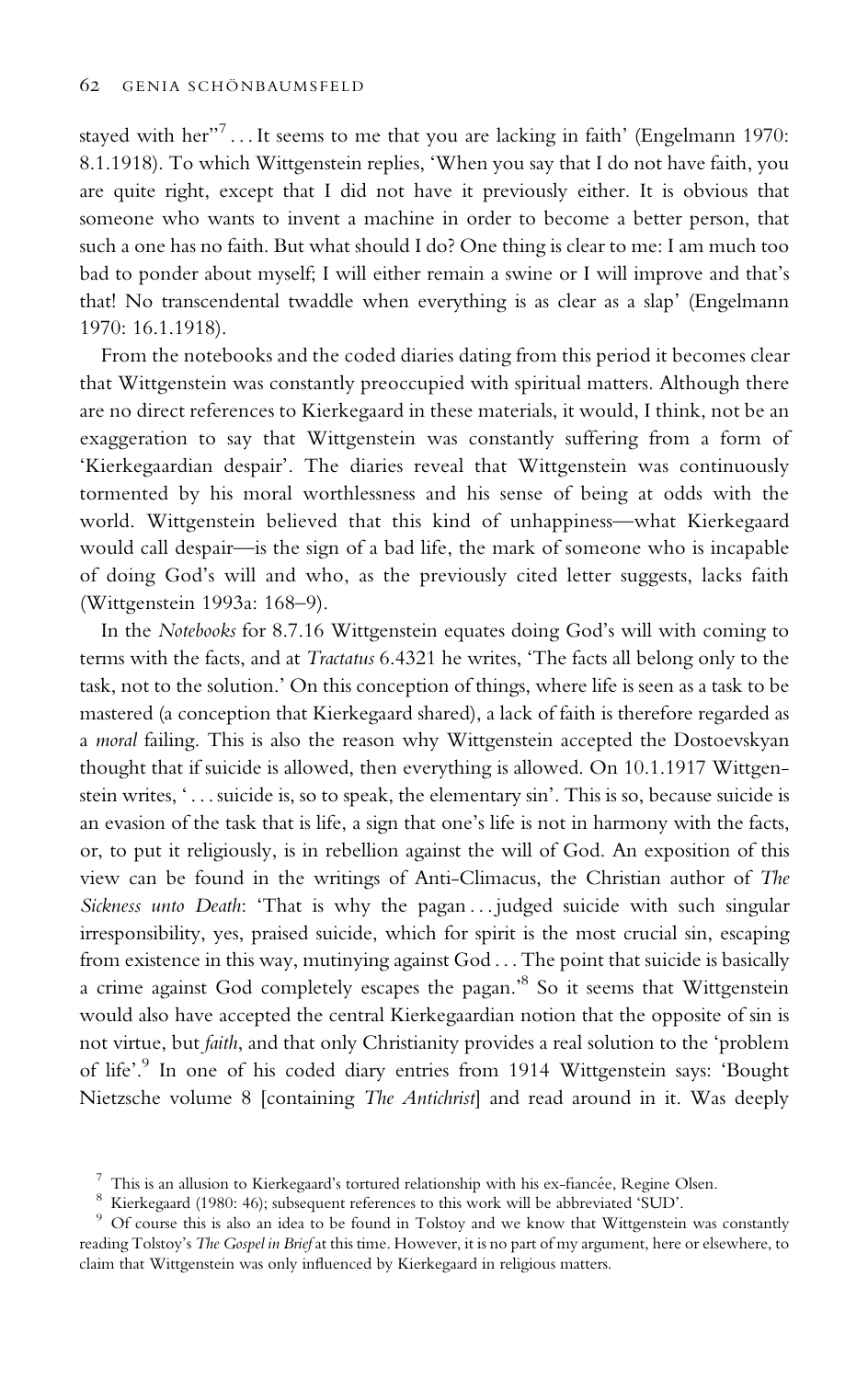stayed with her"[7] ... It seems to me that you are lacking in faith' (Engelmann 1970: 8.1.1918). To which Wittgenstein replies, 'When you say that I do not have faith, you are quite right, except that I did not have it previously either. It is obvious that someone who wants to invent a machine in order to become a better person, that such a one has no faith. But what should I do? One thing is clear to me: I am much too bad to ponder about myself; I will either remain a swine or I will improve and that's that! No transcendental twaddle when everything is as clear as a slap' (Engelmann 1970: 16.1.1918).

From the notebooks and the coded diaries dating from this period it becomes clear that Wittgenstein was constantly preoccupied with spiritual matters. Although there are no direct references to Kierkegaard in these materials, it would, I think, not be an exaggeration to say that Wittgenstein was constantly suffering from a form of 'Kierkegaardian despair'. The diaries reveal that Wittgenstein was continuously tormented by his moral worthlessness and his sense of being at odds with the world. Wittgenstein believed that this kind of unhappiness—what Kierkegaard would call despair—is the sign of a bad life, the mark of someone who is incapable of doing God's will and who, as the previously cited letter suggests, lacks faith (Wittgenstein 1993a: 168–9).

In the *Notebooks* for 8.7.16 Wittgenstein equates doing God's will with coming to terms with the facts, and at *Tractatus* 6.4321 he writes, 'The facts all belong only to the task, not to the solution.' On this conception of things, where life is seen as a task to be mastered (a conception that Kierkegaard shared), a lack of faith is therefore regarded as a *moral* failing. This is also the reason why Wittgenstein accepted the Dostoevskyan thought that if suicide is allowed, then everything is allowed. On 10.1.1917 Wittgenstein writes, '... suicide is, so to speak, the elementary sin'. This is so, because suicide is an evasion of the task that is life, a sign that one's life is not in harmony with the facts, or, to put it religiously, is in rebellion against the will of God. An exposition of this view can be found in the writings of Anti-Climacus, the Christian author of *The Sickness unto Death*: 'That is why the pagan ... judged suicide with such singular irresponsibility, yes, praised suicide, which for spirit is the most crucial sin, escaping from existence in this way, mutinying against God ... The point that suicide is basically a crime against God completely escapes the pagan.'[8] So it seems that Wittgenstein would also have accepted the central Kierkegaardian notion that the opposite of sin is not virtue, but *faith*, and that only Christianity provides a real solution to the 'problem of life'.[9] In one of his coded diary entries from 1914 Wittgenstein says: 'Bought Nietzsche volume 8 [containing *The Antichrist*] and read around in it. Was deeply

[7] This is an allusion to Kierkegaard's tortured relationship with his ex-fiancée, Regine Olsen.

[8] Kierkegaard (1980: 46); subsequent references to this work will be abbreviated 'SUD'.

[9] Of course this is also an idea to be found in Tolstoy and we know that Wittgenstein was constantly reading Tolstoy's *The Gospel in Brief* at this time. However, it is no part of my argument, here or elsewhere, to claim that Wittgenstein was only influenced by Kierkegaard in religious matters.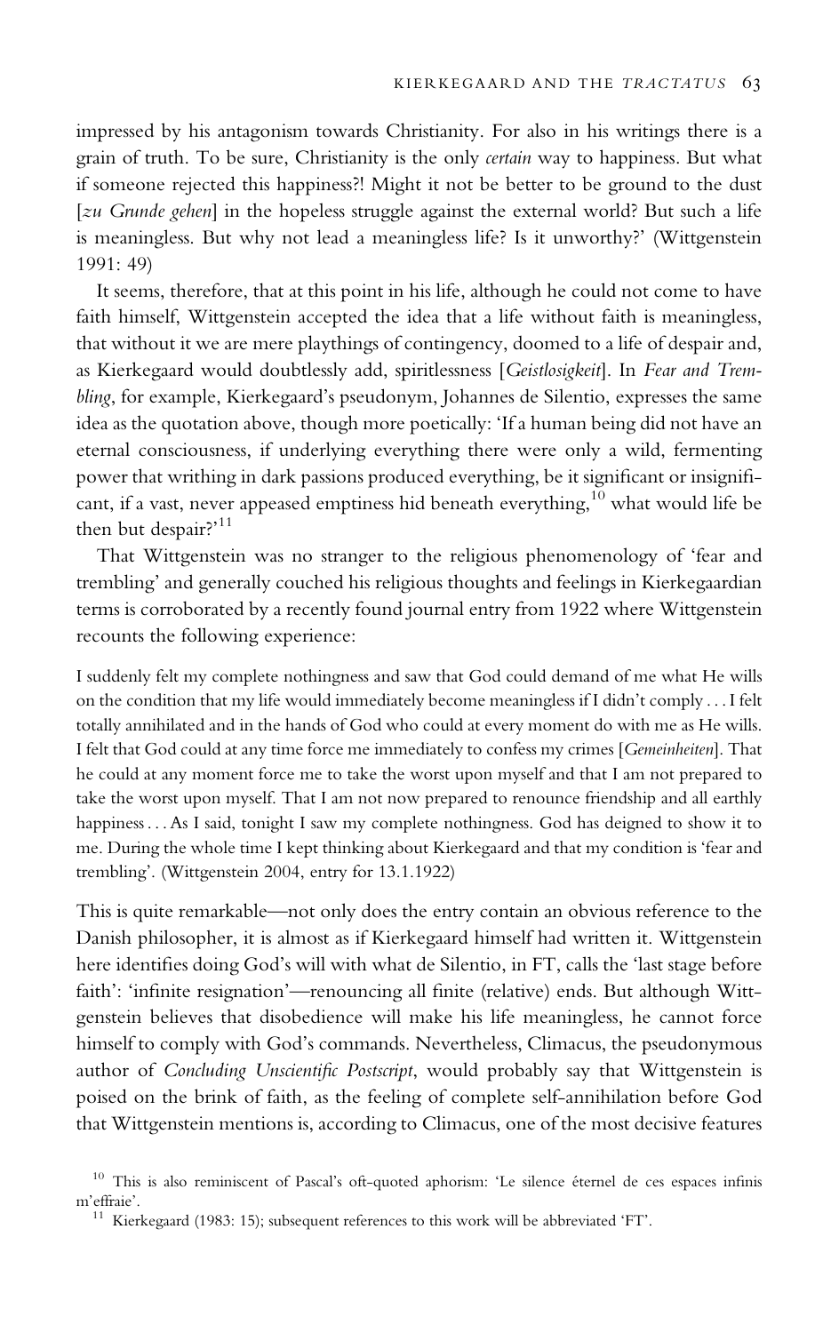impressed by his antagonism towards Christianity. For also in his writings there is a grain of truth. To be sure, Christianity is the only *certain* way to happiness. But what if someone rejected this happiness?! Might it not be better to be ground to the dust [*zu Grunde gehen*] in the hopeless struggle against the external world? But such a life is meaningless. But why not lead a meaningless life? Is it unworthy?' (Wittgenstein 1991: 49)

It seems, therefore, that at this point in his life, although he could not come to have faith himself, Wittgenstein accepted the idea that a life without faith is meaningless, that without it we are mere playthings of contingency, doomed to a life of despair and, as Kierkegaard would doubtlessly add, spiritlessness [*Geistlosigkeit*]. In *Fear and Trembling*, for example, Kierkegaard's pseudonym, Johannes de Silentio, expresses the same idea as the quotation above, though more poetically: 'If a human being did not have an eternal consciousness, if underlying everything there were only a wild, fermenting power that writhing in dark passions produced everything, be it significant or insignificant, if a vast, never appeased emptiness hid beneath everything,[10] what would life be then but despair?'[11]

That Wittgenstein was no stranger to the religious phenomenology of 'fear and trembling' and generally couched his religious thoughts and feelings in Kierkegaardian terms is corroborated by a recently found journal entry from 1922 where Wittgenstein recounts the following experience:

> I suddenly felt my complete nothingness and saw that God could demand of me what He wills on the condition that my life would immediately become meaningless if I didn't comply . . . I felt totally annihilated and in the hands of God who could at every moment do with me as He wills. I felt that God could at any time force me immediately to confess my crimes [*Gemeinheiten*]. That he could at any moment force me to take the worst upon myself and that I am not prepared to take the worst upon myself. That I am not now prepared to renounce friendship and all earthly happiness . . . As I said, tonight I saw my complete nothingness. God has deigned to show it to me. During the whole time I kept thinking about Kierkegaard and that my condition is 'fear and trembling'. (Wittgenstein 2004, entry for 13.1.1922)

This is quite remarkable—not only does the entry contain an obvious reference to the Danish philosopher, it is almost as if Kierkegaard himself had written it. Wittgenstein here identifies doing God's will with what de Silentio, in FT, calls the 'last stage before faith': 'infinite resignation'—renouncing all finite (relative) ends. But although Wittgenstein believes that disobedience will make his life meaningless, he cannot force himself to comply with God's commands. Nevertheless, Climacus, the pseudonymous author of *Concluding Unscientific Postscript*, would probably say that Wittgenstein is poised on the brink of faith, as the feeling of complete self-annihilation before God that Wittgenstein mentions is, according to Climacus, one of the most decisive features

[10] This is also reminiscent of Pascal's oft-quoted aphorism: 'Le silence éternel de ces espaces infinis m'effraie'.

[11] Kierkegaard (1983: 15); subsequent references to this work will be abbreviated 'FT'.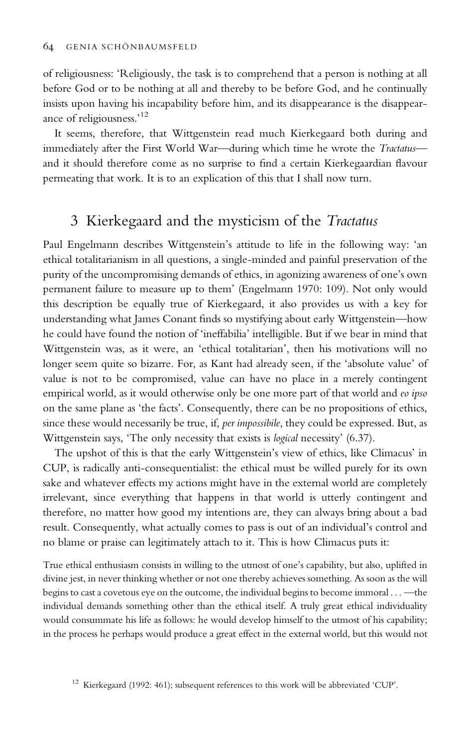of religiousness: 'Religiously, the task is to comprehend that a person is nothing at all before God or to be nothing at all and thereby to be before God, and he continually insists upon having his incapability before him, and its disappearance is the disappearance of religiousness.'[12]

It seems, therefore, that Wittgenstein read much Kierkegaard both during and immediately after the First World War—during which time he wrote the *Tractatus*—and it should therefore come as no surprise to find a certain Kierkegaardian flavour permeating that work. It is to an explication of this that I shall now turn.

## 3 Kierkegaard and the mysticism of the *Tractatus*

Paul Engelmann describes Wittgenstein's attitude to life in the following way: 'an ethical totalitarianism in all questions, a single-minded and painful preservation of the purity of the uncompromising demands of ethics, in agonizing awareness of one's own permanent failure to measure up to them' (Engelmann 1970: 109). Not only would this description be equally true of Kierkegaard, it also provides us with a key for understanding what James Conant finds so mystifying about early Wittgenstein—how he could have found the notion of 'ineffabilia' intelligible. But if we bear in mind that Wittgenstein was, as it were, an 'ethical totalitarian', then his motivations will no longer seem quite so bizarre. For, as Kant had already seen, if the 'absolute value' of value is not to be compromised, value can have no place in a merely contingent empirical world, as it would otherwise only be one more part of that world and *eo ipso* on the same plane as 'the facts'. Consequently, there can be no propositions of ethics, since these would necessarily be true, if, *per impossibile*, they could be expressed. But, as Wittgenstein says, 'The only necessity that exists is *logical* necessity' (6.37).

The upshot of this is that the early Wittgenstein's view of ethics, like Climacus' in CUP, is radically anti-consequentialist: the ethical must be willed purely for its own sake and whatever effects my actions might have in the external world are completely irrelevant, since everything that happens in that world is utterly contingent and therefore, no matter how good my intentions are, they can always bring about a bad result. Consequently, what actually comes to pass is out of an individual's control and no blame or praise can legitimately attach to it. This is how Climacus puts it:

> True ethical enthusiasm consists in willing to the utmost of one's capability, but also, uplifted in divine jest, in never thinking whether or not one thereby achieves something. As soon as the will begins to cast a covetous eye on the outcome, the individual begins to become immoral . . . —the individual demands something other than the ethical itself. A truly great ethical individuality would consummate his life as follows: he would develop himself to the utmost of his capability; in the process he perhaps would produce a great effect in the external world, but this would not

[12] Kierkegaard (1992: 461); subsequent references to this work will be abbreviated 'CUP'.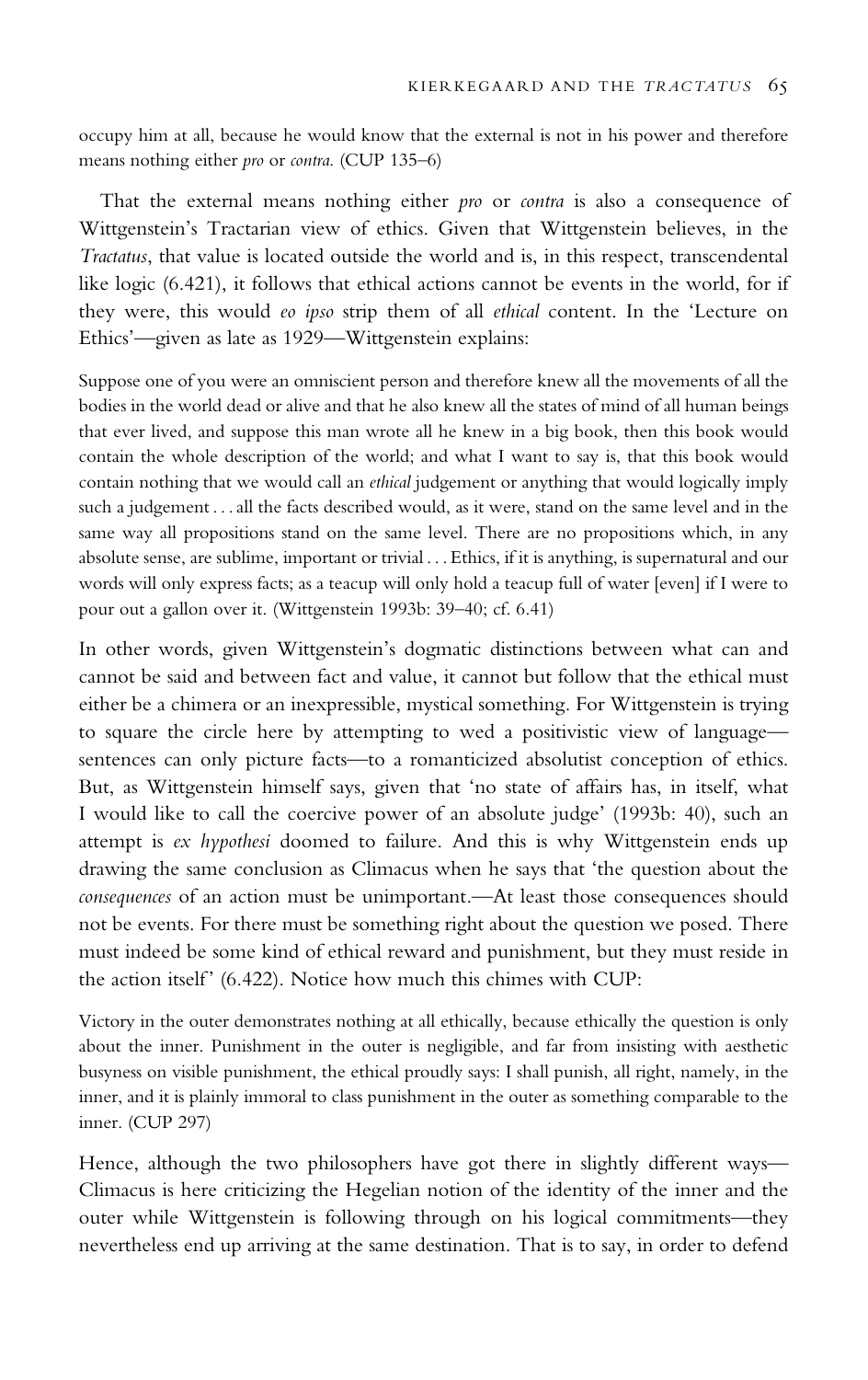occupy him at all, because he would know that the external is not in his power and therefore means nothing either *pro* or *contra*. (CUP 135–6)

That the external means nothing either *pro* or *contra* is also a consequence of Wittgenstein's Tractarian view of ethics. Given that Wittgenstein believes, in the *Tractatus*, that value is located outside the world and is, in this respect, transcendental like logic (6.421), it follows that ethical actions cannot be events in the world, for if they were, this would *eo ipso* strip them of all *ethical* content. In the 'Lecture on Ethics'—given as late as 1929—Wittgenstein explains:

> Suppose one of you were an omniscient person and therefore knew all the movements of all the bodies in the world dead or alive and that he also knew all the states of mind of all human beings that ever lived, and suppose this man wrote all he knew in a big book, then this book would contain the whole description of the world; and what I want to say is, that this book would contain nothing that we would call an *ethical* judgement or anything that would logically imply such a judgement . . . all the facts described would, as it were, stand on the same level and in the same way all propositions stand on the same level. There are no propositions which, in any absolute sense, are sublime, important or trivial . . . Ethics, if it is anything, is supernatural and our words will only express facts; as a teacup will only hold a teacup full of water [even] if I were to pour out a gallon over it. (Wittgenstein 1993b: 39–40; cf. 6.41)

In other words, given Wittgenstein's dogmatic distinctions between what can and cannot be said and between fact and value, it cannot but follow that the ethical must either be a chimera or an inexpressible, mystical something. For Wittgenstein is trying to square the circle here by attempting to wed a positivistic view of language—sentences can only picture facts—to a romanticized absolutist conception of ethics. But, as Wittgenstein himself says, given that 'no state of affairs has, in itself, what I would like to call the coercive power of an absolute judge' (1993b: 40), such an attempt is *ex hypothesi* doomed to failure. And this is why Wittgenstein ends up drawing the same conclusion as Climacus when he says that 'the question about the *consequences* of an action must be unimportant.—At least those consequences should not be events. For there must be something right about the question we posed. There must indeed be some kind of ethical reward and punishment, but they must reside in the action itself' (6.422). Notice how much this chimes with CUP:

> Victory in the outer demonstrates nothing at all ethically, because ethically the question is only about the inner. Punishment in the outer is negligible, and far from insisting with aesthetic busyness on visible punishment, the ethical proudly says: I shall punish, all right, namely, in the inner, and it is plainly immoral to class punishment in the outer as something comparable to the inner. (CUP 297)

Hence, although the two philosophers have got there in slightly different ways—Climacus is here criticizing the Hegelian notion of the identity of the inner and the outer while Wittgenstein is following through on his logical commitments—they nevertheless end up arriving at the same destination. That is to say, in order to defend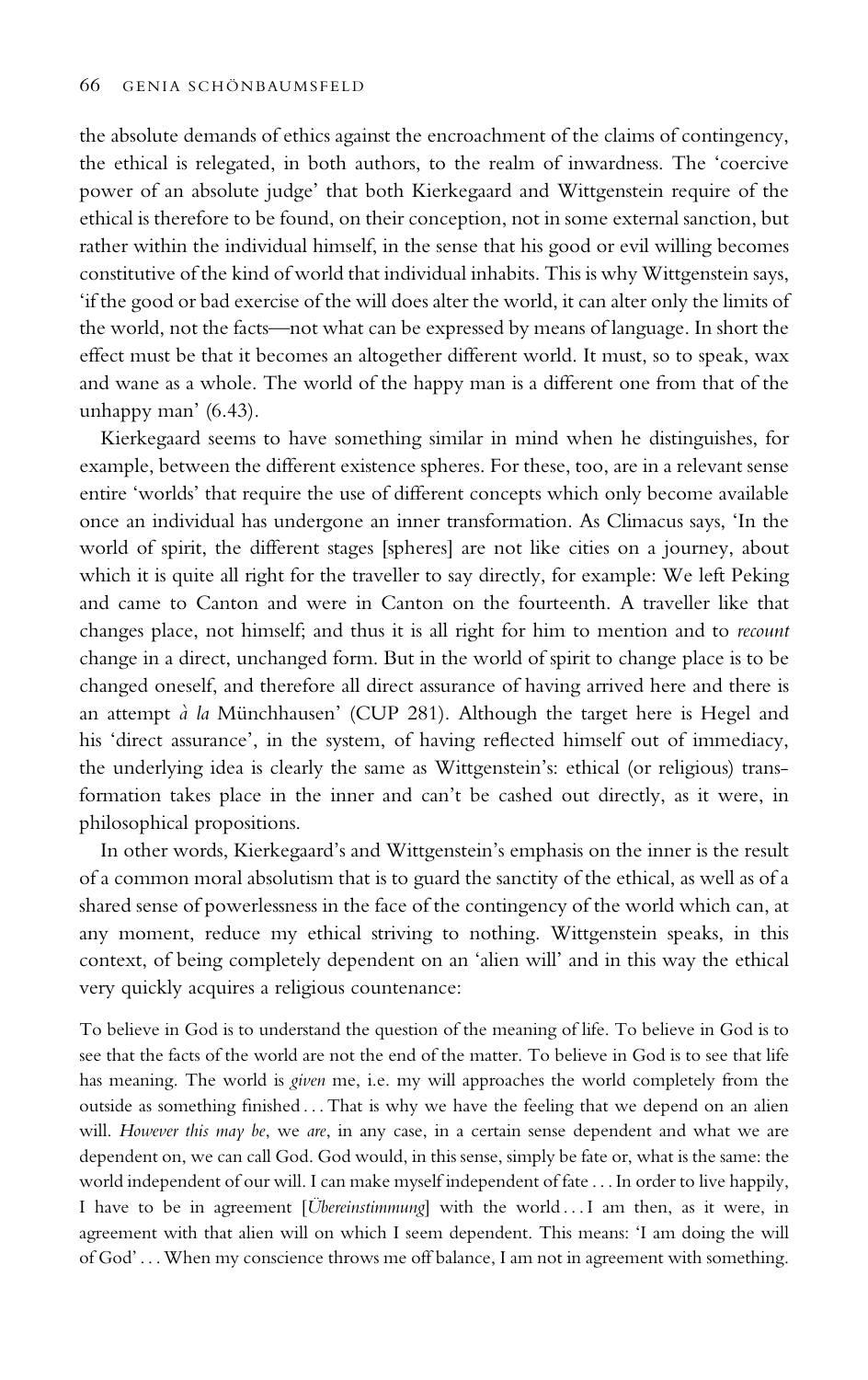the absolute demands of ethics against the encroachment of the claims of contingency, the ethical is relegated, in both authors, to the realm of inwardness. The 'coercive power of an absolute judge' that both Kierkegaard and Wittgenstein require of the ethical is therefore to be found, on their conception, not in some external sanction, but rather within the individual himself, in the sense that his good or evil willing becomes constitutive of the kind of world that individual inhabits. This is why Wittgenstein says, 'if the good or bad exercise of the will does alter the world, it can alter only the limits of the world, not the facts—not what can be expressed by means of language. In short the effect must be that it becomes an altogether different world. It must, so to speak, wax and wane as a whole. The world of the happy man is a different one from that of the unhappy man' (6.43).

Kierkegaard seems to have something similar in mind when he distinguishes, for example, between the different existence spheres. For these, too, are in a relevant sense entire 'worlds' that require the use of different concepts which only become available once an individual has undergone an inner transformation. As Climacus says, 'In the world of spirit, the different stages [spheres] are not like cities on a journey, about which it is quite all right for the traveller to say directly, for example: We left Peking and came to Canton and were in Canton on the fourteenth. A traveller like that changes place, not himself; and thus it is all right for him to mention and to *recount* change in a direct, unchanged form. But in the world of spirit to change place is to be changed oneself, and therefore all direct assurance of having arrived here and there is an attempt *à la* Münchhausen' (CUP 281). Although the target here is Hegel and his 'direct assurance', in the system, of having reflected himself out of immediacy, the underlying idea is clearly the same as Wittgenstein's: ethical (or religious) transformation takes place in the inner and can't be cashed out directly, as it were, in philosophical propositions.

In other words, Kierkegaard's and Wittgenstein's emphasis on the inner is the result of a common moral absolutism that is to guard the sanctity of the ethical, as well as of a shared sense of powerlessness in the face of the contingency of the world which can, at any moment, reduce my ethical striving to nothing. Wittgenstein speaks, in this context, of being completely dependent on an 'alien will' and in this way the ethical very quickly acquires a religious countenance:

> To believe in God is to understand the question of the meaning of life. To believe in God is to see that the facts of the world are not the end of the matter. To believe in God is to see that life has meaning. The world is *given* me, i.e. my will approaches the world completely from the outside as something finished . . . That is why we have the feeling that we depend on an alien will. *However this may be*, we *are*, in any case, in a certain sense dependent and what we are dependent on, we can call God. God would, in this sense, simply be fate or, what is the same: the world independent of our will. I can make myself independent of fate . . . In order to live happily, I have to be in agreement [*Übereinstimmung*] with the world . . . I am then, as it were, in agreement with that alien will on which I seem dependent. This means: 'I am doing the will of God' . . . When my conscience throws me off balance, I am not in agreement with something.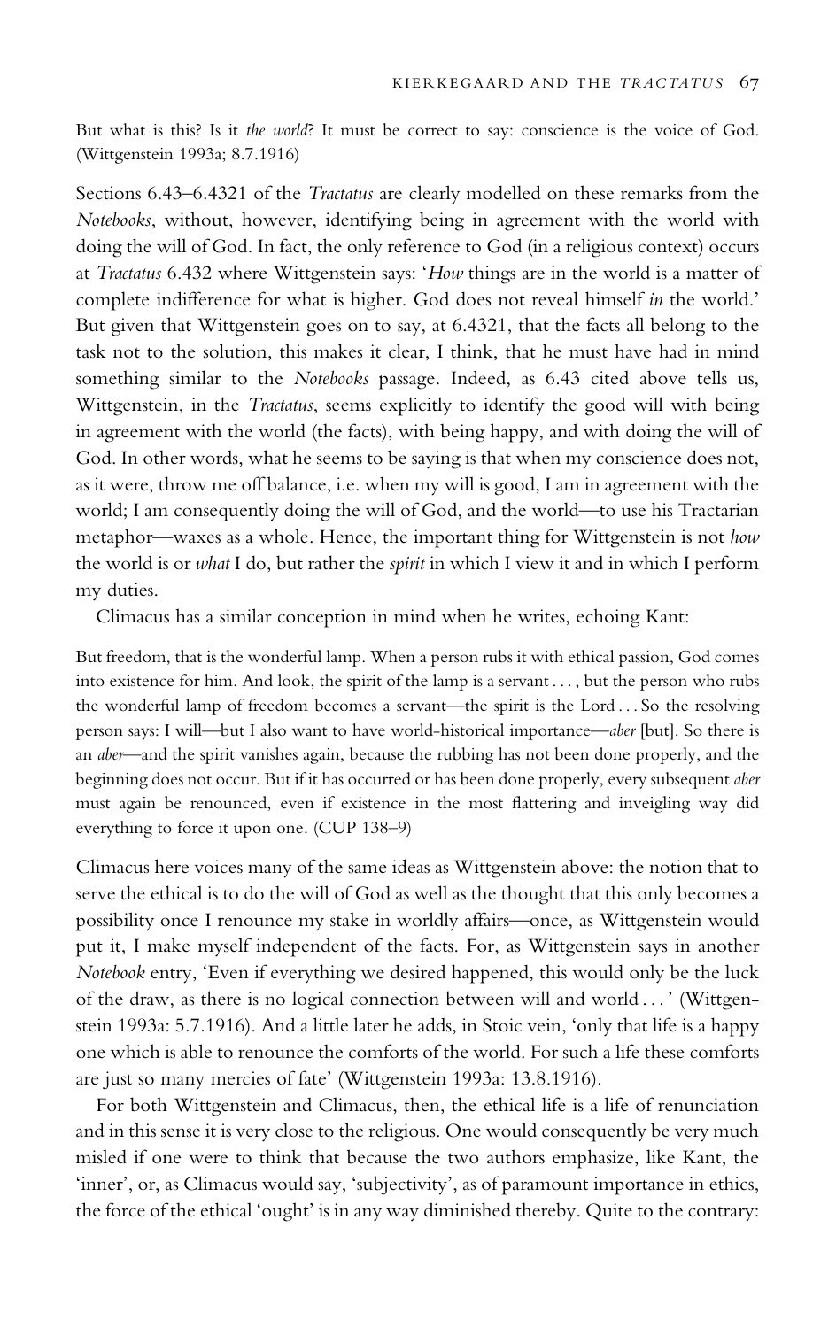But what is this? Is it *the world*? It must be correct to say: conscience is the voice of God. (Wittgenstein 1993a; 8.7.1916)

Sections 6.43–6.4321 of the *Tractatus* are clearly modelled on these remarks from the *Notebooks*, without, however, identifying being in agreement with the world with doing the will of God. In fact, the only reference to God (in a religious context) occurs at *Tractatus* 6.432 where Wittgenstein says: '*How* things are in the world is a matter of complete indifference for what is higher. God does not reveal himself *in* the world.' But given that Wittgenstein goes on to say, at 6.4321, that the facts all belong to the task not to the solution, this makes it clear, I think, that he must have had in mind something similar to the *Notebooks* passage. Indeed, as 6.43 cited above tells us, Wittgenstein, in the *Tractatus*, seems explicitly to identify the good will with being in agreement with the world (the facts), with being happy, and with doing the will of God. In other words, what he seems to be saying is that when my conscience does not, as it were, throw me off balance, i.e. when my will is good, I am in agreement with the world; I am consequently doing the will of God, and the world—to use his Tractarian metaphor—waxes as a whole. Hence, the important thing for Wittgenstein is not *how* the world is or *what* I do, but rather the *spirit* in which I view it and in which I perform my duties.

Climacus has a similar conception in mind when he writes, echoing Kant:

> But freedom, that is the wonderful lamp. When a person rubs it with ethical passion, God comes into existence for him. And look, the spirit of the lamp is a servant . . . , but the person who rubs the wonderful lamp of freedom becomes a servant—the spirit is the Lord . . . So the resolving person says: I will—but I also want to have world-historical importance—*aber* [but]. So there is an *aber*—and the spirit vanishes again, because the rubbing has not been done properly, and the beginning does not occur. But if it has occurred or has been done properly, every subsequent *aber* must again be renounced, even if existence in the most flattering and inveigling way did everything to force it upon one. (CUP 138–9)

Climacus here voices many of the same ideas as Wittgenstein above: the notion that to serve the ethical is to do the will of God as well as the thought that this only becomes a possibility once I renounce my stake in worldly affairs—once, as Wittgenstein would put it, I make myself independent of the facts. For, as Wittgenstein says in another *Notebook* entry, 'Even if everything we desired happened, this would only be the luck of the draw, as there is no logical connection between will and world . . . ' (Wittgenstein 1993a: 5.7.1916). And a little later he adds, in Stoic vein, 'only that life is a happy one which is able to renounce the comforts of the world. For such a life these comforts are just so many mercies of fate' (Wittgenstein 1993a: 13.8.1916).

For both Wittgenstein and Climacus, then, the ethical life is a life of renunciation and in this sense it is very close to the religious. One would consequently be very much misled if one were to think that because the two authors emphasize, like Kant, the 'inner', or, as Climacus would say, 'subjectivity', as of paramount importance in ethics, the force of the ethical 'ought' is in any way diminished thereby. Quite to the contrary: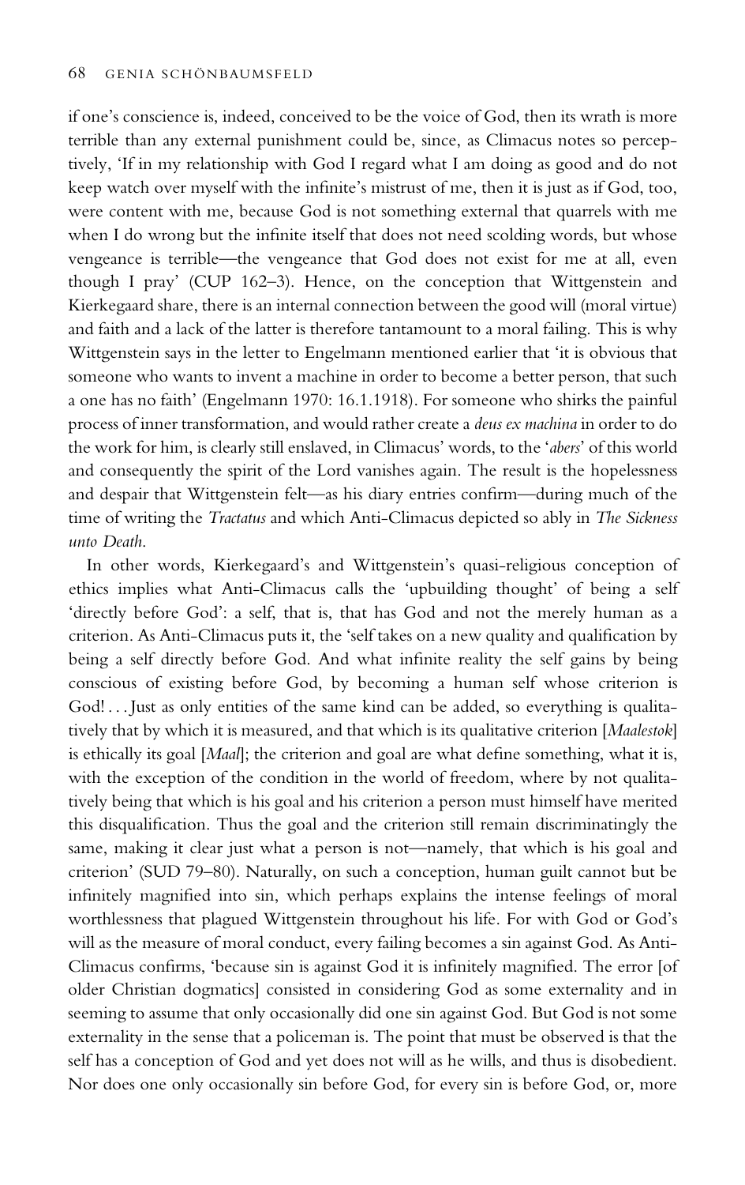if one's conscience is, indeed, conceived to be the voice of God, then its wrath is more terrible than any external punishment could be, since, as Climacus notes so perceptively, 'If in my relationship with God I regard what I am doing as good and do not keep watch over myself with the infinite's mistrust of me, then it is just as if God, too, were content with me, because God is not something external that quarrels with me when I do wrong but the infinite itself that does not need scolding words, but whose vengeance is terrible—the vengeance that God does not exist for me at all, even though I pray' (CUP 162–3). Hence, on the conception that Wittgenstein and Kierkegaard share, there is an internal connection between the good will (moral virtue) and faith and a lack of the latter is therefore tantamount to a moral failing. This is why Wittgenstein says in the letter to Engelmann mentioned earlier that 'it is obvious that someone who wants to invent a machine in order to become a better person, that such a one has no faith' (Engelmann 1970: 16.1.1918). For someone who shirks the painful process of inner transformation, and would rather create a *deus ex machina* in order to do the work for him, is clearly still enslaved, in Climacus' words, to the '*abers*' of this world and consequently the spirit of the Lord vanishes again. The result is the hopelessness and despair that Wittgenstein felt—as his diary entries confirm—during much of the time of writing the *Tractatus* and which Anti-Climacus depicted so ably in *The Sickness unto Death*.

In other words, Kierkegaard's and Wittgenstein's quasi-religious conception of ethics implies what Anti-Climacus calls the 'upbuilding thought' of being a self 'directly before God': a self, that is, that has God and not the merely human as a criterion. As Anti-Climacus puts it, the 'self takes on a new quality and qualification by being a self directly before God. And what infinite reality the self gains by being conscious of existing before God, by becoming a human self whose criterion is God! . . . Just as only entities of the same kind can be added, so everything is qualitatively that by which it is measured, and that which is its qualitative criterion [*Maalestok*] is ethically its goal [*Maal*]; the criterion and goal are what define something, what it is, with the exception of the condition in the world of freedom, where by not qualitatively being that which is his goal and his criterion a person must himself have merited this disqualification. Thus the goal and the criterion still remain discriminatingly the same, making it clear just what a person is not—namely, that which is his goal and criterion' (SUD 79–80). Naturally, on such a conception, human guilt cannot but be infinitely magnified into sin, which perhaps explains the intense feelings of moral worthlessness that plagued Wittgenstein throughout his life. For with God or God's will as the measure of moral conduct, every failing becomes a sin against God. As Anti-Climacus confirms, 'because sin is against God it is infinitely magnified. The error [of older Christian dogmatics] consisted in considering God as some externality and in seeming to assume that only occasionally did one sin against God. But God is not some externality in the sense that a policeman is. The point that must be observed is that the self has a conception of God and yet does not will as he wills, and thus is disobedient. Nor does one only occasionally sin before God, for every sin is before God, or, more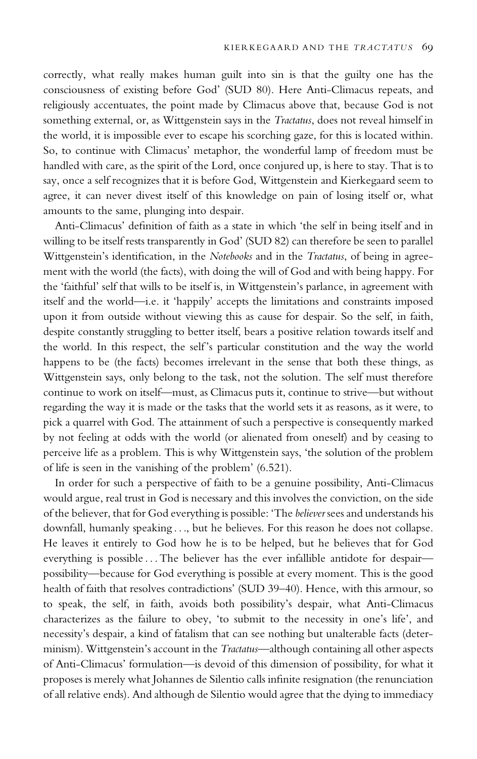correctly, what really makes human guilt into sin is that the guilty one has the consciousness of existing before God' (SUD 80). Here Anti-Climacus repeats, and religiously accentuates, the point made by Climacus above that, because God is not something external, or, as Wittgenstein says in the *Tractatus*, does not reveal himself in the world, it is impossible ever to escape his scorching gaze, for this is located within. So, to continue with Climacus' metaphor, the wonderful lamp of freedom must be handled with care, as the spirit of the Lord, once conjured up, is here to stay. That is to say, once a self recognizes that it is before God, Wittgenstein and Kierkegaard seem to agree, it can never divest itself of this knowledge on pain of losing itself or, what amounts to the same, plunging into despair.

Anti-Climacus' definition of faith as a state in which 'the self in being itself and in willing to be itself rests transparently in God' (SUD 82) can therefore be seen to parallel Wittgenstein's identification, in the *Notebooks* and in the *Tractatus*, of being in agreement with the world (the facts), with doing the will of God and with being happy. For the 'faithful' self that wills to be itself is, in Wittgenstein's parlance, in agreement with itself and the world—i.e. it 'happily' accepts the limitations and constraints imposed upon it from outside without viewing this as cause for despair. So the self, in faith, despite constantly struggling to better itself, bears a positive relation towards itself and the world. In this respect, the self's particular constitution and the way the world happens to be (the facts) becomes irrelevant in the sense that both these things, as Wittgenstein says, only belong to the task, not the solution. The self must therefore continue to work on itself—must, as Climacus puts it, continue to strive—but without regarding the way it is made or the tasks that the world sets it as reasons, as it were, to pick a quarrel with God. The attainment of such a perspective is consequently marked by not feeling at odds with the world (or alienated from oneself) and by ceasing to perceive life as a problem. This is why Wittgenstein says, 'the solution of the problem of life is seen in the vanishing of the problem' (6.521).

In order for such a perspective of faith to be a genuine possibility, Anti-Climacus would argue, real trust in God is necessary and this involves the conviction, on the side of the believer, that for God everything is possible: 'The *believer* sees and understands his downfall, humanly speaking . . ., but he believes. For this reason he does not collapse. He leaves it entirely to God how he is to be helped, but he believes that for God everything is possible . . . The believer has the ever infallible antidote for despair—possibility—because for God everything is possible at every moment. This is the good health of faith that resolves contradictions' (SUD 39–40). Hence, with this armour, so to speak, the self, in faith, avoids both possibility's despair, what Anti-Climacus characterizes as the failure to obey, 'to submit to the necessity in one's life', and necessity's despair, a kind of fatalism that can see nothing but unalterable facts (determinism). Wittgenstein's account in the *Tractatus*—although containing all other aspects of Anti-Climacus' formulation—is devoid of this dimension of possibility, for what it proposes is merely what Johannes de Silentio calls infinite resignation (the renunciation of all relative ends). And although de Silentio would agree that the dying to immediacy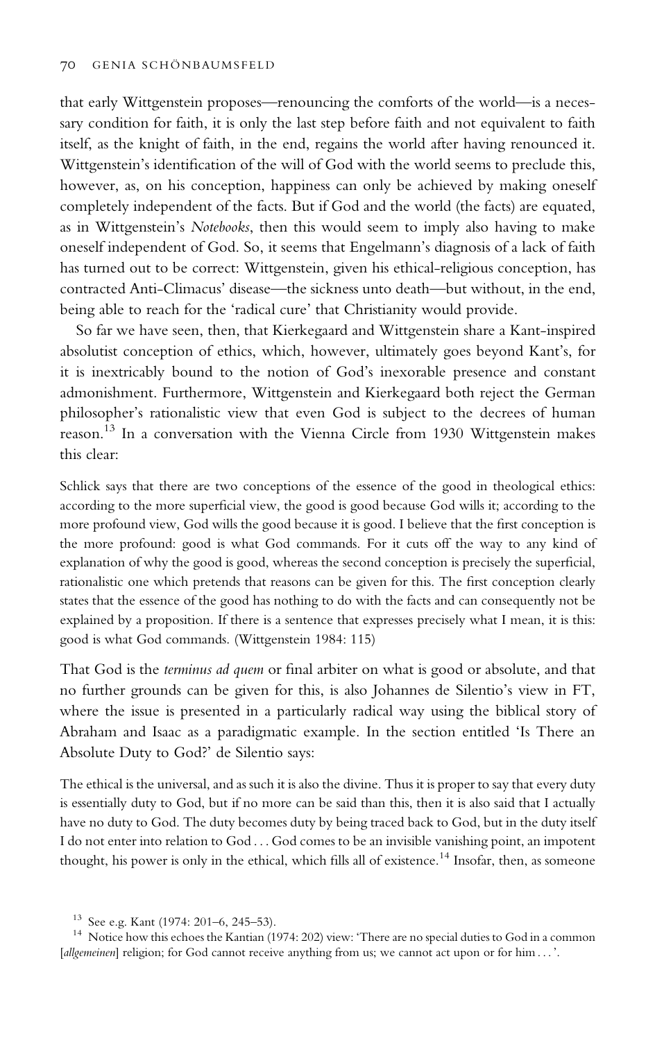that early Wittgenstein proposes—renouncing the comforts of the world—is a necessary condition for faith, it is only the last step before faith and not equivalent to faith itself, as the knight of faith, in the end, regains the world after having renounced it. Wittgenstein's identification of the will of God with the world seems to preclude this, however, as, on his conception, happiness can only be achieved by making oneself completely independent of the facts. But if God and the world (the facts) are equated, as in Wittgenstein's *Notebooks*, then this would seem to imply also having to make oneself independent of God. So, it seems that Engelmann's diagnosis of a lack of faith has turned out to be correct: Wittgenstein, given his ethical-religious conception, has contracted Anti-Climacus' disease—the sickness unto death—but without, in the end, being able to reach for the 'radical cure' that Christianity would provide.

So far we have seen, then, that Kierkegaard and Wittgenstein share a Kant-inspired absolutist conception of ethics, which, however, ultimately goes beyond Kant's, for it is inextricably bound to the notion of God's inexorable presence and constant admonishment. Furthermore, Wittgenstein and Kierkegaard both reject the German philosopher's rationalistic view that even God is subject to the decrees of human reason.[13] In a conversation with the Vienna Circle from 1930 Wittgenstein makes this clear:

> Schlick says that there are two conceptions of the essence of the good in theological ethics: according to the more superficial view, the good is good because God wills it; according to the more profound view, God wills the good because it is good. I believe that the first conception is the more profound: good is what God commands. For it cuts off the way to any kind of explanation of why the good is good, whereas the second conception is precisely the superficial, rationalistic one which pretends that reasons can be given for this. The first conception clearly states that the essence of the good has nothing to do with the facts and can consequently not be explained by a proposition. If there is a sentence that expresses precisely what I mean, it is this: good is what God commands. (Wittgenstein 1984: 115)

That God is the *terminus ad quem* or final arbiter on what is good or absolute, and that no further grounds can be given for this, is also Johannes de Silentio's view in FT, where the issue is presented in a particularly radical way using the biblical story of Abraham and Isaac as a paradigmatic example. In the section entitled 'Is There an Absolute Duty to God?' de Silentio says:

> The ethical is the universal, and as such it is also the divine. Thus it is proper to say that every duty is essentially duty to God, but if no more can be said than this, then it is also said that I actually have no duty to God. The duty becomes duty by being traced back to God, but in the duty itself I do not enter into relation to God . . . God comes to be an invisible vanishing point, an impotent thought, his power is only in the ethical, which fills all of existence.[14] Insofar, then, as someone

[13] See e.g. Kant (1974: 201–6, 245–53).

[14] Notice how this echoes the Kantian (1974: 202) view: 'There are no special duties to God in a common [*allgemeinen*] religion; for God cannot receive anything from us; we cannot act upon or for him . . .'.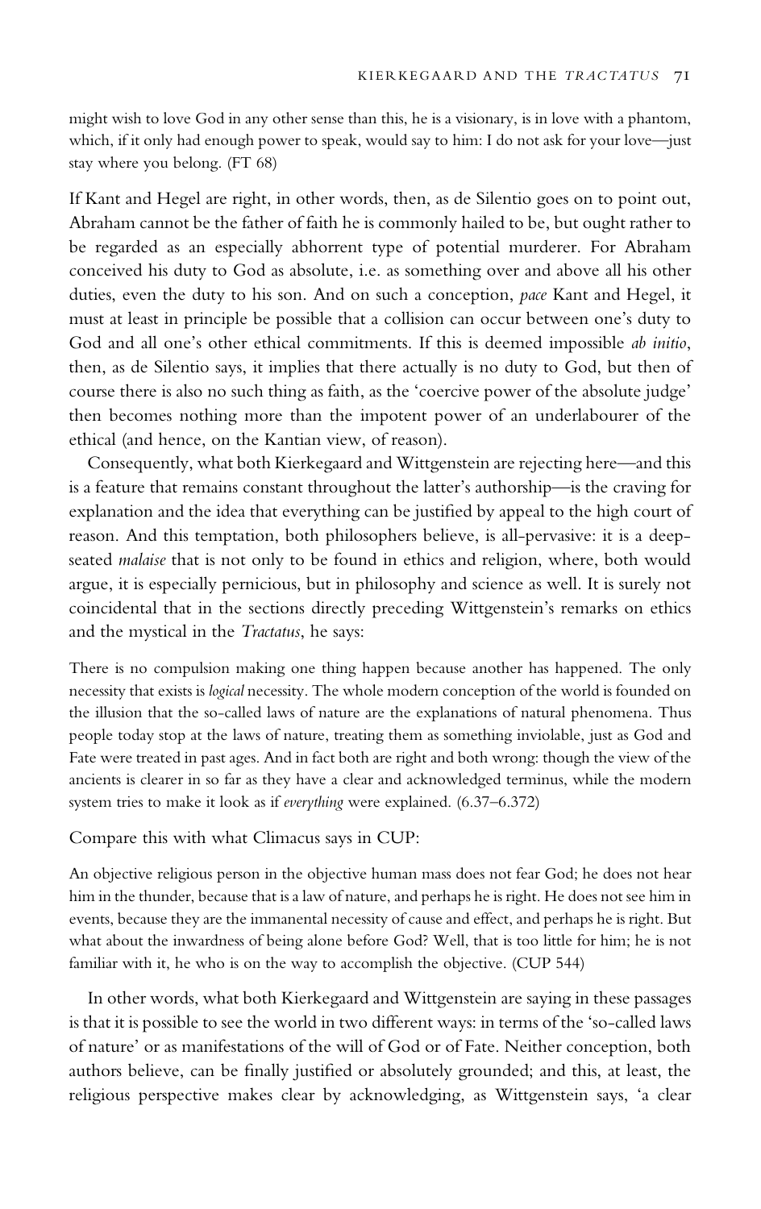might wish to love God in any other sense than this, he is a visionary, is in love with a phantom, which, if it only had enough power to speak, would say to him: I do not ask for your love—just stay where you belong. (FT 68)

If Kant and Hegel are right, in other words, then, as de Silentio goes on to point out, Abraham cannot be the father of faith he is commonly hailed to be, but ought rather to be regarded as an especially abhorrent type of potential murderer. For Abraham conceived his duty to God as absolute, i.e. as something over and above all his other duties, even the duty to his son. And on such a conception, *pace* Kant and Hegel, it must at least in principle be possible that a collision can occur between one's duty to God and all one's other ethical commitments. If this is deemed impossible *ab initio*, then, as de Silentio says, it implies that there actually is no duty to God, but then of course there is also no such thing as faith, as the 'coercive power of the absolute judge' then becomes nothing more than the impotent power of an underlabourer of the ethical (and hence, on the Kantian view, of reason).

Consequently, what both Kierkegaard and Wittgenstein are rejecting here—and this is a feature that remains constant throughout the latter's authorship—is the craving for explanation and the idea that everything can be justified by appeal to the high court of reason. And this temptation, both philosophers believe, is all-pervasive: it is a deep-seated *malaise* that is not only to be found in ethics and religion, where, both would argue, it is especially pernicious, but in philosophy and science as well. It is surely not coincidental that in the sections directly preceding Wittgenstein's remarks on ethics and the mystical in the *Tractatus*, he says:

There is no compulsion making one thing happen because another has happened. The only necessity that exists is *logical* necessity. The whole modern conception of the world is founded on the illusion that the so-called laws of nature are the explanations of natural phenomena. Thus people today stop at the laws of nature, treating them as something inviolable, just as God and Fate were treated in past ages. And in fact both are right and both wrong: though the view of the ancients is clearer in so far as they have a clear and acknowledged terminus, while the modern system tries to make it look as if *everything* were explained. (6.37–6.372)

Compare this with what Climacus says in CUP:

An objective religious person in the objective human mass does not fear God; he does not hear him in the thunder, because that is a law of nature, and perhaps he is right. He does not see him in events, because they are the immanental necessity of cause and effect, and perhaps he is right. But what about the inwardness of being alone before God? Well, that is too little for him; he is not familiar with it, he who is on the way to accomplish the objective. (CUP 544)

In other words, what both Kierkegaard and Wittgenstein are saying in these passages is that it is possible to see the world in two different ways: in terms of the 'so-called laws of nature' or as manifestations of the will of God or of Fate. Neither conception, both authors believe, can be finally justified or absolutely grounded; and this, at least, the religious perspective makes clear by acknowledging, as Wittgenstein says, 'a clear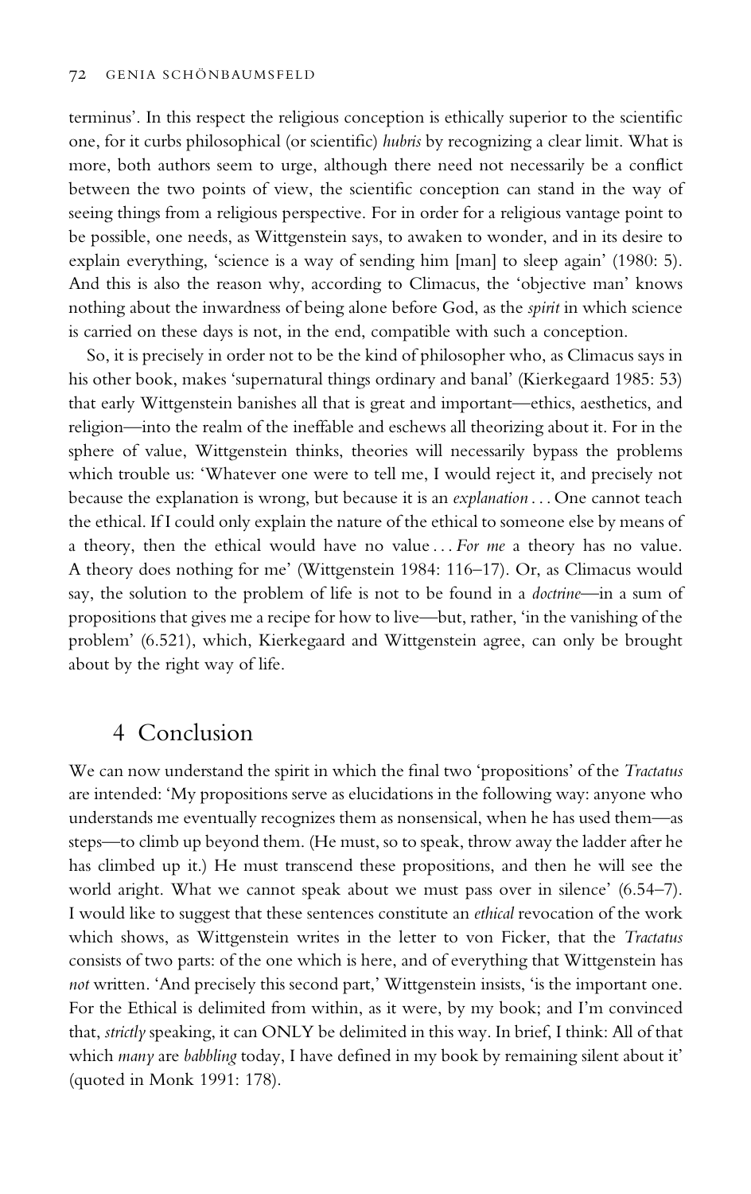terminus'. In this respect the religious conception is ethically superior to the scientific one, for it curbs philosophical (or scientific) *hubris* by recognizing a clear limit. What is more, both authors seem to urge, although there need not necessarily be a conflict between the two points of view, the scientific conception can stand in the way of seeing things from a religious perspective. For in order for a religious vantage point to be possible, one needs, as Wittgenstein says, to awaken to wonder, and in its desire to explain everything, 'science is a way of sending him [man] to sleep again' (1980: 5). And this is also the reason why, according to Climacus, the 'objective man' knows nothing about the inwardness of being alone before God, as the *spirit* in which science is carried on these days is not, in the end, compatible with such a conception.

So, it is precisely in order not to be the kind of philosopher who, as Climacus says in his other book, makes 'supernatural things ordinary and banal' (Kierkegaard 1985: 53) that early Wittgenstein banishes all that is great and important—ethics, aesthetics, and religion—into the realm of the ineffable and eschews all theorizing about it. For in the sphere of value, Wittgenstein thinks, theories will necessarily bypass the problems which trouble us: 'Whatever one were to tell me, I would reject it, and precisely not because the explanation is wrong, but because it is an *explanation* . . . One cannot teach the ethical. If I could only explain the nature of the ethical to someone else by means of a theory, then the ethical would have no value . . . *For me* a theory has no value. A theory does nothing for me' (Wittgenstein 1984: 116–17). Or, as Climacus would say, the solution to the problem of life is not to be found in a *doctrine*—in a sum of propositions that gives me a recipe for how to live—but, rather, 'in the vanishing of the problem' (6.521), which, Kierkegaard and Wittgenstein agree, can only be brought about by the right way of life.

## 4 Conclusion

We can now understand the spirit in which the final two 'propositions' of the *Tractatus* are intended: 'My propositions serve as elucidations in the following way: anyone who understands me eventually recognizes them as nonsensical, when he has used them—as steps—to climb up beyond them. (He must, so to speak, throw away the ladder after he has climbed up it.) He must transcend these propositions, and then he will see the world aright. What we cannot speak about we must pass over in silence' (6.54–7). I would like to suggest that these sentences constitute an *ethical* revocation of the work which shows, as Wittgenstein writes in the letter to von Ficker, that the *Tractatus* consists of two parts: of the one which is here, and of everything that Wittgenstein has *not* written. 'And precisely this second part,' Wittgenstein insists, 'is the important one. For the Ethical is delimited from within, as it were, by my book; and I'm convinced that, *strictly* speaking, it can ONLY be delimited in this way. In brief, I think: All of that which *many* are *babbling* today, I have defined in my book by remaining silent about it' (quoted in Monk 1991: 178).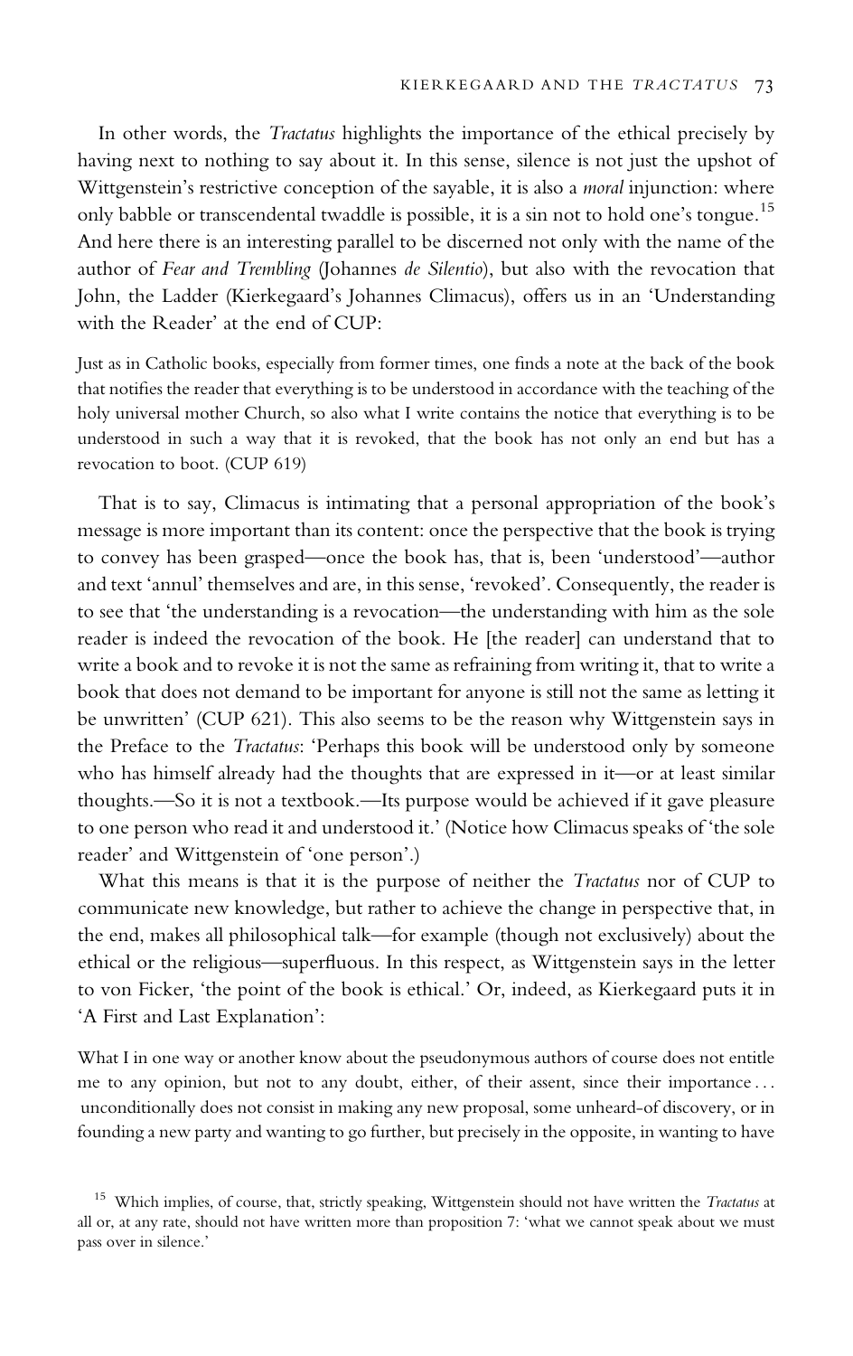In other words, the *Tractatus* highlights the importance of the ethical precisely by having next to nothing to say about it. In this sense, silence is not just the upshot of Wittgenstein's restrictive conception of the sayable, it is also a *moral* injunction: where only babble or transcendental twaddle is possible, it is a sin not to hold one's tongue.[15] And here there is an interesting parallel to be discerned not only with the name of the author of *Fear and Trembling* (Johannes *de Silentio*), but also with the revocation that John, the Ladder (Kierkegaard's Johannes Climacus), offers us in an 'Understanding with the Reader' at the end of CUP:

> Just as in Catholic books, especially from former times, one finds a note at the back of the book that notifies the reader that everything is to be understood in accordance with the teaching of the holy universal mother Church, so also what I write contains the notice that everything is to be understood in such a way that it is revoked, that the book has not only an end but has a revocation to boot. (CUP 619)

That is to say, Climacus is intimating that a personal appropriation of the book's message is more important than its content: once the perspective that the book is trying to convey has been grasped—once the book has, that is, been 'understood'—author and text 'annul' themselves and are, in this sense, 'revoked'. Consequently, the reader is to see that 'the understanding is a revocation—the understanding with him as the sole reader is indeed the revocation of the book. He [the reader] can understand that to write a book and to revoke it is not the same as refraining from writing it, that to write a book that does not demand to be important for anyone is still not the same as letting it be unwritten' (CUP 621). This also seems to be the reason why Wittgenstein says in the Preface to the *Tractatus*: 'Perhaps this book will be understood only by someone who has himself already had the thoughts that are expressed in it—or at least similar thoughts.—So it is not a textbook.—Its purpose would be achieved if it gave pleasure to one person who read it and understood it.' (Notice how Climacus speaks of 'the sole reader' and Wittgenstein of 'one person'.)

What this means is that it is the purpose of neither the *Tractatus* nor of CUP to communicate new knowledge, but rather to achieve the change in perspective that, in the end, makes all philosophical talk—for example (though not exclusively) about the ethical or the religious—superfluous. In this respect, as Wittgenstein says in the letter to von Ficker, 'the point of the book is ethical.' Or, indeed, as Kierkegaard puts it in 'A First and Last Explanation':

> What I in one way or another know about the pseudonymous authors of course does not entitle me to any opinion, but not to any doubt, either, of their assent, since their importance . . . unconditionally does not consist in making any new proposal, some unheard-of discovery, or in founding a new party and wanting to go further, but precisely in the opposite, in wanting to have

[15] Which implies, of course, that, strictly speaking, Wittgenstein should not have written the *Tractatus* at all or, at any rate, should not have written more than proposition 7: 'what we cannot speak about we must pass over in silence.'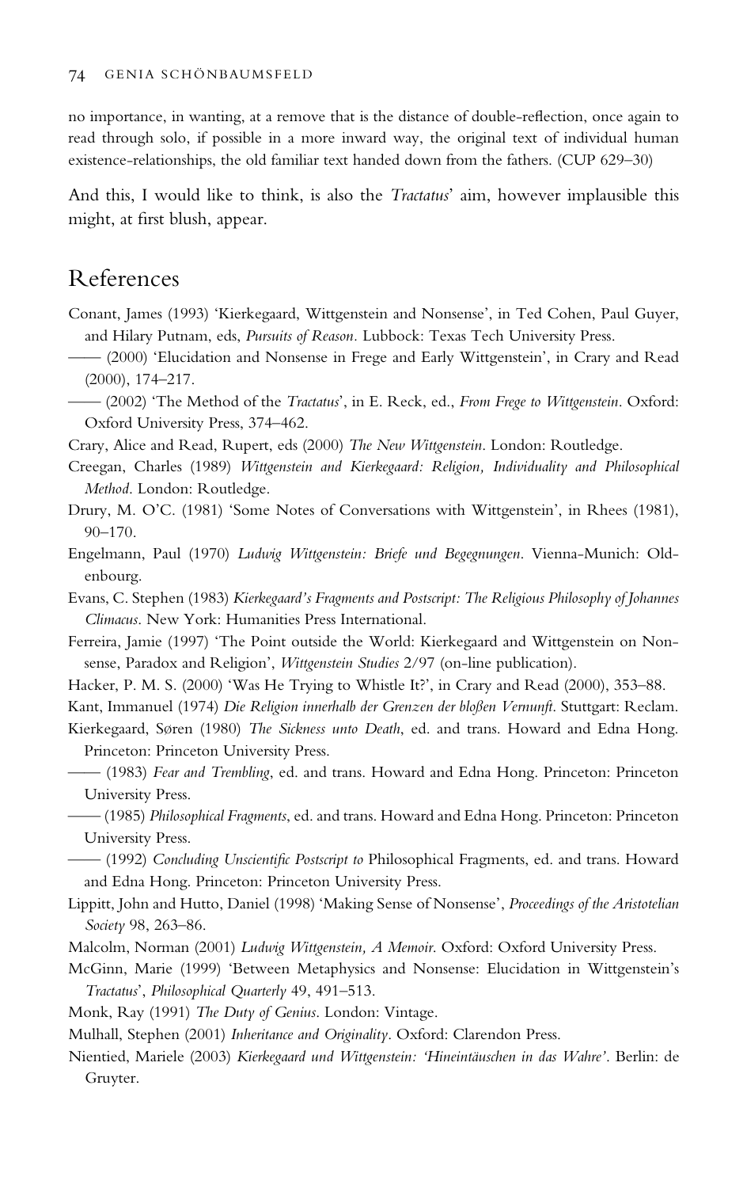no importance, in wanting, at a remove that is the distance of double-reflection, once again to read through solo, if possible in a more inward way, the original text of individual human existence-relationships, the old familiar text handed down from the fathers. (CUP 629–30)

And this, I would like to think, is also the *Tractatus*' aim, however implausible this might, at first blush, appear.

## References

Conant, James (1993) 'Kierkegaard, Wittgenstein and Nonsense', in Ted Cohen, Paul Guyer, and Hilary Putnam, eds, *Pursuits of Reason*. Lubbock: Texas Tech University Press.

—— (2000) 'Elucidation and Nonsense in Frege and Early Wittgenstein', in Crary and Read (2000), 174–217.

—— (2002) 'The Method of the *Tractatus*', in E. Reck, ed., *From Frege to Wittgenstein*. Oxford: Oxford University Press, 374–462.

Crary, Alice and Read, Rupert, eds (2000) *The New Wittgenstein*. London: Routledge.

Creegan, Charles (1989) *Wittgenstein and Kierkegaard: Religion, Individuality and Philosophical Method*. London: Routledge.

Drury, M. O'C. (1981) 'Some Notes of Conversations with Wittgenstein', in Rhees (1981), 90–170.

Engelmann, Paul (1970) *Ludwig Wittgenstein: Briefe und Begegnungen*. Vienna-Munich: Oldenbourg.

Evans, C. Stephen (1983) *Kierkegaard's Fragments and Postscript: The Religious Philosophy of Johannes Climacus*. New York: Humanities Press International.

Ferreira, Jamie (1997) 'The Point outside the World: Kierkegaard and Wittgenstein on Nonsense, Paradox and Religion', *Wittgenstein Studies* 2/97 (on-line publication).

Hacker, P. M. S. (2000) 'Was He Trying to Whistle It?', in Crary and Read (2000), 353–88.

Kant, Immanuel (1974) *Die Religion innerhalb der Grenzen der bloßen Vernunft*. Stuttgart: Reclam.

Kierkegaard, Søren (1980) *The Sickness unto Death*, ed. and trans. Howard and Edna Hong. Princeton: Princeton University Press.

—— (1983) *Fear and Trembling*, ed. and trans. Howard and Edna Hong. Princeton: Princeton University Press.

—— (1985) *Philosophical Fragments*, ed. and trans. Howard and Edna Hong. Princeton: Princeton University Press.

—— (1992) *Concluding Unscientific Postscript to* Philosophical Fragments, ed. and trans. Howard and Edna Hong. Princeton: Princeton University Press.

Lippitt, John and Hutto, Daniel (1998) 'Making Sense of Nonsense', *Proceedings of the Aristotelian Society* 98, 263–86.

Malcolm, Norman (2001) *Ludwig Wittgenstein, A Memoir*. Oxford: Oxford University Press.

McGinn, Marie (1999) 'Between Metaphysics and Nonsense: Elucidation in Wittgenstein's *Tractatus*', *Philosophical Quarterly* 49, 491–513.

Monk, Ray (1991) *The Duty of Genius*. London: Vintage.

Mulhall, Stephen (2001) *Inheritance and Originality*. Oxford: Clarendon Press.

Nientied, Mariele (2003) *Kierkegaard und Wittgenstein: 'Hineintäuschen in das Wahre'*. Berlin: de Gruyter.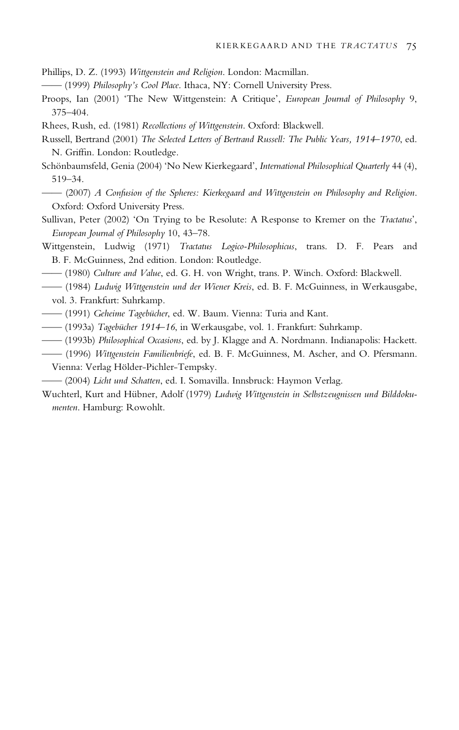Phillips, D. Z. (1993) *Wittgenstein and Religion*. London: Macmillan.

—— (1999) *Philosophy's Cool Place*. Ithaca, NY: Cornell University Press.

Proops, Ian (2001) 'The New Wittgenstein: A Critique', *European Journal of Philosophy* 9, 375–404.

Rhees, Rush, ed. (1981) *Recollections of Wittgenstein*. Oxford: Blackwell.

Russell, Bertrand (2001) *The Selected Letters of Bertrand Russell: The Public Years, 1914–1970*, ed. N. Griffin. London: Routledge.

Schönbaumsfeld, Genia (2004) 'No New Kierkegaard', *International Philosophical Quarterly* 44 (4), 519–34.

—— (2007) *A Confusion of the Spheres: Kierkegaard and Wittgenstein on Philosophy and Religion*. Oxford: Oxford University Press.

Sullivan, Peter (2002) 'On Trying to be Resolute: A Response to Kremer on the *Tractatus*', *European Journal of Philosophy* 10, 43–78.

Wittgenstein, Ludwig (1971) *Tractatus Logico-Philosophicus*, trans. D. F. Pears and B. F. McGuinness, 2nd edition. London: Routledge.

—— (1980) *Culture and Value*, ed. G. H. von Wright, trans. P. Winch. Oxford: Blackwell.

—— (1984) *Ludwig Wittgenstein und der Wiener Kreis*, ed. B. F. McGuinness, in Werkausgabe, vol. 3. Frankfurt: Suhrkamp.

—— (1991) *Geheime Tagebücher*, ed. W. Baum. Vienna: Turia and Kant.

—— (1993a) *Tagebücher 1914–16*, in Werkausgabe, vol. 1. Frankfurt: Suhrkamp.

—— (1993b) *Philosophical Occasions*, ed. by J. Klagge and A. Nordmann. Indianapolis: Hackett.

—— (1996) *Wittgenstein Familienbriefe*, ed. B. F. McGuinness, M. Ascher, and O. Pfersmann. Vienna: Verlag Hölder-Pichler-Tempsky.

—— (2004) *Licht und Schatten*, ed. I. Somavilla. Innsbruck: Haymon Verlag.

Wuchterl, Kurt and Hübner, Adolf (1979) *Ludwig Wittgenstein in Selbstzeugnissen und Bilddokumenten*. Hamburg: Rowohlt.